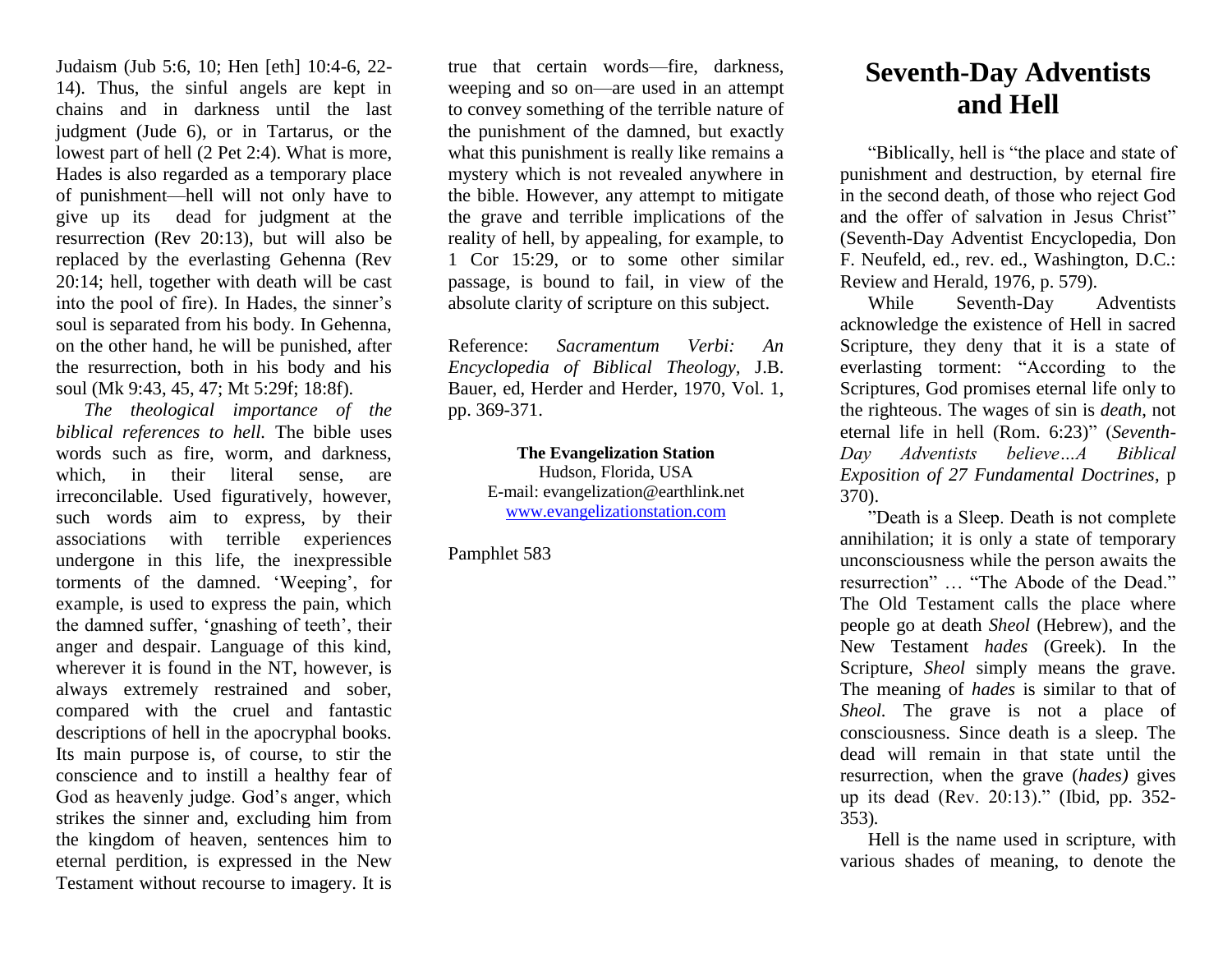Judaism (Jub 5:6, 10; Hen [eth] 10:4-6, 22-14). Thus, the sinful angels are kept in chains and in darkness until the last judgment (Jude 6), or in Tartarus, or the lowest part of hell (2 Pet 2:4). What is more, Hades is also regarded as a temporary place of punishment—hell will not only have to give up its dead for judgment at the resurrection (Rev 20:13), but will also be replaced by the everlasting Gehenna (Rev 20:14; hell, together with death will be cast into the pool of fire). In Hades, the sinner's soul is separated from his body. In Gehenna, on the other hand, he will be punished, after the resurrection, both in his body and his soul (Mk 9:43, 45, 47; Mt 5:29f; 18:8f).

*The theological importance of the biblical references to hell.* The bible uses words such as fire, worm, and darkness, which, in their literal sense, are irreconcilable. Used figuratively, however, such words aim to express, by their associations with terrible experiences undergone in this life, the inexpressible torments of the damned. 'Weeping', for example, is used to express the pain, which the damned suffer, 'gnashing of teeth', their anger and despair. Language of this kind, wherever it is found in the NT, however, is always extremely restrained and sober, compared with the cruel and fantastic descriptions of hell in the apocryphal books. Its main purpose is, of course, to stir the conscience and to instill a healthy fear of God as heavenly judge. God's anger, which strikes the sinner and, excluding him from the kingdom of heaven, sentences him to eternal perdition, is expressed in the New Testament without recourse to imagery. It is true that certain words—fire, darkness, weeping and so on—are used in an attempt to convey something of the terrible nature of the punishment of the damned, but exactly what this punishment is really like remains a mystery which is not revealed anywhere in the bible. However, any attempt to mitigate the grave and terrible implications of the reality of hell, by appealing, for example, to 1 Cor 15:29, or to some other similar passage, is bound to fail, in view of the absolute clarity of scripture on this subject.

Reference: *Sacramentum Verbi: An Encyclopedia of Biblical Theology*, J.B. Bauer, ed, Herder and Herder, 1970, Vol. 1, pp. 369-371.

**The Evangelization Station**
Hudson, Florida, USA
E-mail: evangelization@earthlink.net
www.evangelizationstation.com

Pamphlet 583

# Seventh-Day Adventists and Hell

"Biblically, hell is "the place and state of punishment and destruction, by eternal fire in the second death, of those who reject God and the offer of salvation in Jesus Christ" (Seventh-Day Adventist Encyclopedia, Don F. Neufeld, ed., rev. ed., Washington, D.C.: Review and Herald, 1976, p. 579).

While Seventh-Day Adventists acknowledge the existence of Hell in sacred Scripture, they deny that it is a state of everlasting torment: "According to the Scriptures, God promises eternal life only to the righteous. The wages of sin is *death*, not eternal life in hell (Rom. 6:23)" (*Seventh-Day Adventists believe…A Biblical Exposition of 27 Fundamental Doctrines*, p 370).

"Death is a Sleep. Death is not complete annihilation; it is only a state of temporary unconsciousness while the person awaits the resurrection" … "The Abode of the Dead." The Old Testament calls the place where people go at death *Sheol* (Hebrew), and the New Testament *hades* (Greek). In the Scripture, *Sheol* simply means the grave. The meaning of *hades* is similar to that of *Sheol.* The grave is not a place of consciousness. Since death is a sleep. The dead will remain in that state until the resurrection, when the grave (*hades)* gives up its dead (Rev. 20:13)." (Ibid, pp. 352-353).

Hell is the name used in scripture, with various shades of meaning, to denote the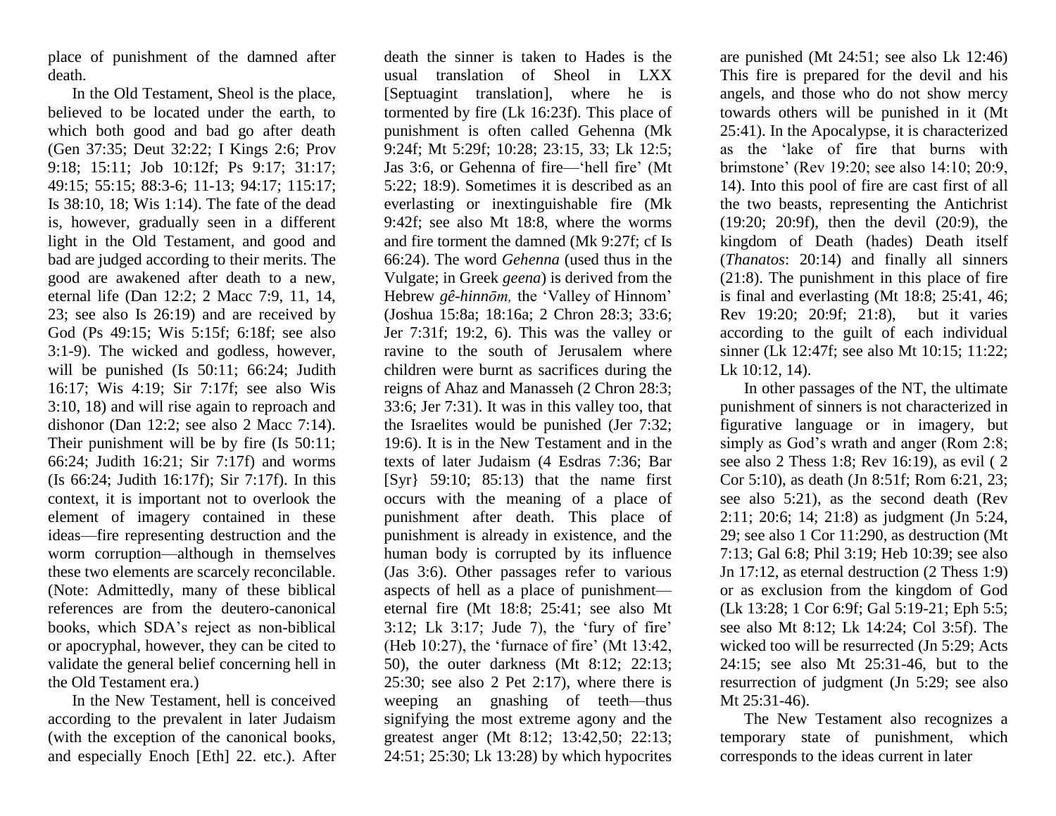place of punishment of the damned after death.

In the Old Testament, Sheol is the place, believed to be located under the earth, to which both good and bad go after death (Gen 37:35; Deut 32:22; I Kings 2:6; Prov 9:18; 15:11; Job 10:12f; Ps 9:17; 31:17; 49:15; 55:15; 88:3-6; 11-13; 94:17; 115:17; Is 38:10, 18; Wis 1:14). The fate of the dead is, however, gradually seen in a different light in the Old Testament, and good and bad are judged according to their merits. The good are awakened after death to a new, eternal life (Dan 12:2; 2 Macc 7:9, 11, 14, 23; see also Is 26:19) and are received by God (Ps 49:15; Wis 5:15f; 6:18f; see also 3:1-9). The wicked and godless, however, will be punished (Is 50:11; 66:24; Judith 16:17; Wis 4:19; Sir 7:17f; see also Wis 3:10, 18) and will rise again to reproach and dishonor (Dan 12:2; see also 2 Macc 7:14). Their punishment will be by fire (Is 50:11; 66:24; Judith 16:21; Sir 7:17f) and worms (Is 66:24; Judith 16:17f); Sir 7:17f). In this context, it is important not to overlook the element of imagery contained in these ideas—fire representing destruction and the worm corruption—although in themselves these two elements are scarcely reconcilable. (Note: Admittedly, many of these biblical references are from the deutero-canonical books, which SDA's reject as non-biblical or apocryphal, however, they can be cited to validate the general belief concerning hell in the Old Testament era.)

In the New Testament, hell is conceived according to the prevalent in later Judaism (with the exception of the canonical books, and especially Enoch [Eth] 22. etc.). After death the sinner is taken to Hades is the usual translation of Sheol in LXX [Septuagint translation], where he is tormented by fire (Lk 16:23f). This place of punishment is often called Gehenna (Mk 9:24f; Mt 5:29f; 10:28; 23:15, 33; Lk 12:5; Jas 3:6, or Gehenna of fire—'hell fire' (Mt 5:22; 18:9). Sometimes it is described as an everlasting or inextinguishable fire (Mk 9:42f; see also Mt 18:8, where the worms and fire torment the damned (Mk 9:27f; cf Is 66:24). The word *Gehenna* (used thus in the Vulgate; in Greek *geena*) is derived from the Hebrew *gê-hinnōm,* the 'Valley of Hinnom' (Joshua 15:8a; 18:16a; 2 Chron 28:3; 33:6; Jer 7:31f; 19:2, 6). This was the valley or ravine to the south of Jerusalem where children were burnt as sacrifices during the reigns of Ahaz and Manasseh (2 Chron 28:3; 33:6; Jer 7:31). It was in this valley too, that the Israelites would be punished (Jer 7:32; 19:6). It is in the New Testament and in the texts of later Judaism (4 Esdras 7:36; Bar [Syr} 59:10; 85:13) that the name first occurs with the meaning of a place of punishment after death. This place of punishment is already in existence, and the human body is corrupted by its influence (Jas 3:6). Other passages refer to various aspects of hell as a place of punishment—eternal fire (Mt 18:8; 25:41; see also Mt 3:12; Lk 3:17; Jude 7), the 'fury of fire' (Heb 10:27), the 'furnace of fire' (Mt 13:42, 50), the outer darkness (Mt 8:12; 22:13; 25:30; see also 2 Pet 2:17), where there is weeping an gnashing of teeth—thus signifying the most extreme agony and the greatest anger (Mt 8:12; 13:42,50; 22:13; 24:51; 25:30; Lk 13:28) by which hypocrites are punished (Mt 24:51; see also Lk 12:46) This fire is prepared for the devil and his angels, and those who do not show mercy towards others will be punished in it (Mt 25:41). In the Apocalypse, it is characterized as the 'lake of fire that burns with brimstone' (Rev 19:20; see also 14:10; 20:9, 14). Into this pool of fire are cast first of all the two beasts, representing the Antichrist (19:20; 20:9f), then the devil (20:9), the kingdom of Death (hades) Death itself (*Thanatos*: 20:14) and finally all sinners (21:8). The punishment in this place of fire is final and everlasting (Mt 18:8; 25:41, 46; Rev 19:20; 20:9f; 21:8), but it varies according to the guilt of each individual sinner (Lk 12:47f; see also Mt 10:15; 11:22; Lk 10:12, 14).

In other passages of the NT, the ultimate punishment of sinners is not characterized in figurative language or in imagery, but simply as God's wrath and anger (Rom 2:8; see also 2 Thess 1:8; Rev 16:19), as evil ( 2 Cor 5:10), as death (Jn 8:51f; Rom 6:21, 23; see also 5:21), as the second death (Rev 2:11; 20:6; 14; 21:8) as judgment (Jn 5:24, 29; see also 1 Cor 11:290, as destruction (Mt 7:13; Gal 6:8; Phil 3:19; Heb 10:39; see also Jn 17:12, as eternal destruction (2 Thess 1:9) or as exclusion from the kingdom of God (Lk 13:28; 1 Cor 6:9f; Gal 5:19-21; Eph 5:5; see also Mt 8:12; Lk 14:24; Col 3:5f). The wicked too will be resurrected (Jn 5:29; Acts 24:15; see also Mt 25:31-46, but to the resurrection of judgment (Jn 5:29; see also Mt 25:31-46).

The New Testament also recognizes a temporary state of punishment, which corresponds to the ideas current in later